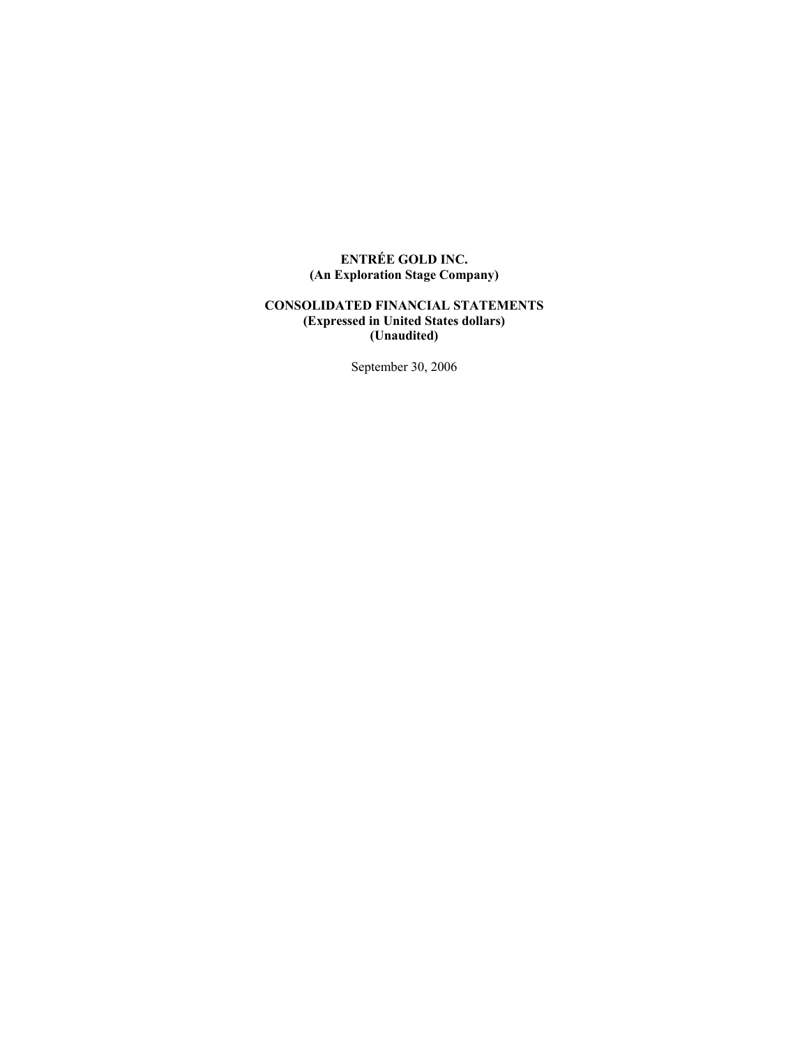# ENTRÉE GOLD INC.

**(An Exploration Stage Company)**

## CONSOLIDATED FINANCIAL STATEMENTS

**(Expressed in United States dollars)**

**(Unaudited)**

September 30, 2006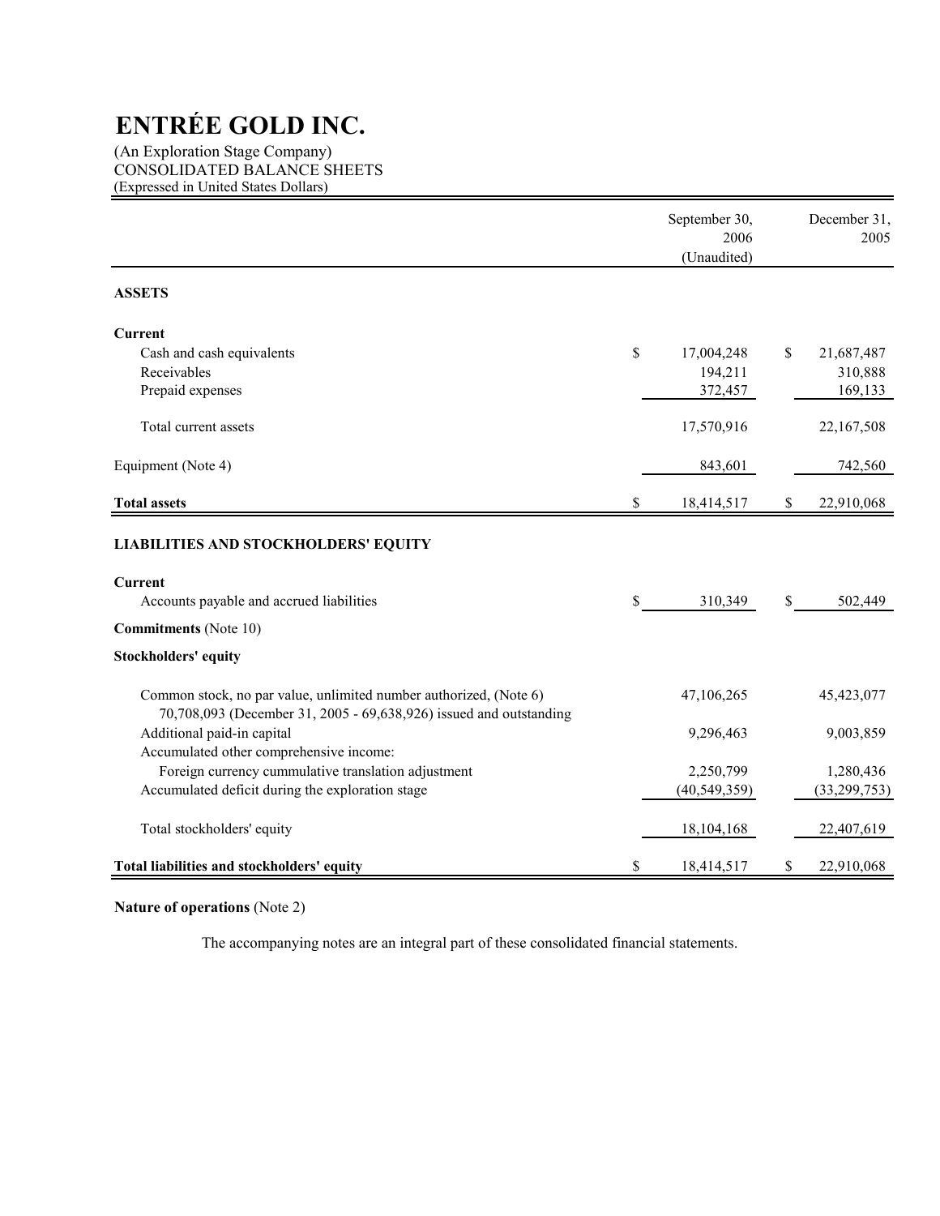# ENTRÉE GOLD INC.

(An Exploration Stage Company)
CONSOLIDATED BALANCE SHEETS
(Expressed in United States Dollars)

| | September 30, 2006 (Unaudited) | December 31, 2005 |
|---|---|---|
| **ASSETS** | | |
| **Current** | | |
| Cash and cash equivalents | $ 17,004,248 | $ 21,687,487 |
| Receivables | 194,211 | 310,888 |
| Prepaid expenses | 372,457 | 169,133 |
| Total current assets | 17,570,916 | 22,167,508 |
| Equipment (Note 4) | 843,601 | 742,560 |
| **Total assets** | $ 18,414,517 | $ 22,910,068 |
| **LIABILITIES AND STOCKHOLDERS' EQUITY** | | |
| **Current** | | |
| Accounts payable and accrued liabilities | $ 310,349 | $ 502,449 |
| **Commitments** (Note 10) | | |
| **Stockholders' equity** | | |
| Common stock, no par value, unlimited number authorized, (Note 6) 70,708,093 (December 31, 2005 - 69,638,926) issued and outstanding | 47,106,265 | 45,423,077 |
| Additional paid-in capital | 9,296,463 | 9,003,859 |
| Accumulated other comprehensive income: | | |
| Foreign currency cummulative translation adjustment | 2,250,799 | 1,280,436 |
| Accumulated deficit during the exploration stage | (40,549,359) | (33,299,753) |
| Total stockholders' equity | 18,104,168 | 22,407,619 |
| **Total liabilities and stockholders' equity** | $ 18,414,517 | $ 22,910,068 |

**Nature of operations** (Note 2)

The accompanying notes are an integral part of these consolidated financial statements.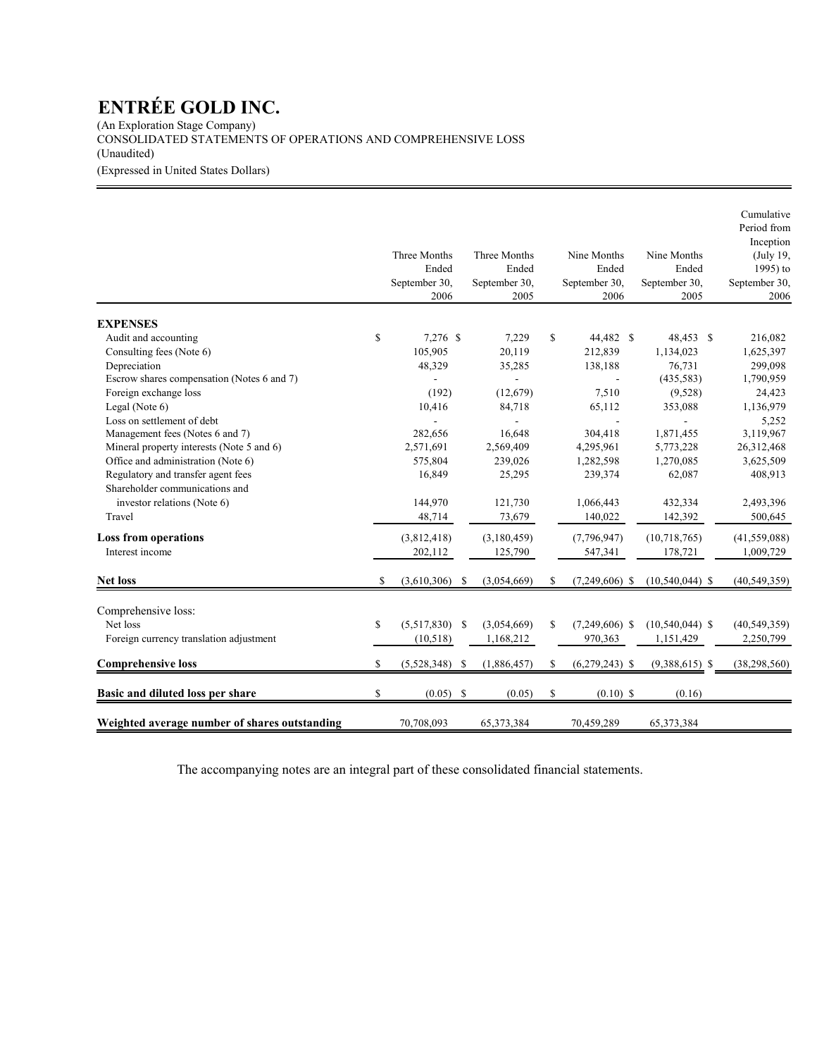# ENTRÉE GOLD INC.

(An Exploration Stage Company)
CONSOLIDATED STATEMENTS OF OPERATIONS AND COMPREHENSIVE LOSS
(Unaudited)
(Expressed in United States Dollars)

| | Three Months Ended September 30, 2006 | Three Months Ended September 30, 2005 | Nine Months Ended September 30, 2006 | Nine Months Ended September 30, 2005 | Cumulative Period from Inception (July 19, 1995) to September 30, 2006 |
|---|---|---|---|---|---|
| **EXPENSES** | | | | | |
| Audit and accounting | $ 7,276 | $ 7,229 | $ 44,482 | $ 48,453 | $ 216,082 |
| Consulting fees (Note 6) | 105,905 | 20,119 | 212,839 | 1,134,023 | 1,625,397 |
| Depreciation | 48,329 | 35,285 | 138,188 | 76,731 | 299,098 |
| Escrow shares compensation (Notes 6 and 7) | - | - | - | (435,583) | 1,790,959 |
| Foreign exchange loss | (192) | (12,679) | 7,510 | (9,528) | 24,423 |
| Legal (Note 6) | 10,416 | 84,718 | 65,112 | 353,088 | 1,136,979 |
| Loss on settlement of debt | - | - | - | - | 5,252 |
| Management fees (Notes 6 and 7) | 282,656 | 16,648 | 304,418 | 1,871,455 | 3,119,967 |
| Mineral property interests (Note 5 and 6) | 2,571,691 | 2,569,409 | 4,295,961 | 5,773,228 | 26,312,468 |
| Office and administration (Note 6) | 575,804 | 239,026 | 1,282,598 | 1,270,085 | 3,625,509 |
| Regulatory and transfer agent fees | 16,849 | 25,295 | 239,374 | 62,087 | 408,913 |
| Shareholder communications and investor relations (Note 6) | 144,970 | 121,730 | 1,066,443 | 432,334 | 2,493,396 |
| Travel | 48,714 | 73,679 | 140,022 | 142,392 | 500,645 |
| **Loss from operations** | (3,812,418) | (3,180,459) | (7,796,947) | (10,718,765) | (41,559,088) |
| Interest income | 202,112 | 125,790 | 547,341 | 178,721 | 1,009,729 |
| **Net loss** | $ (3,610,306) | $ (3,054,669) | $ (7,249,606) | $ (10,540,044) | $ (40,549,359) |
| Comprehensive loss: | | | | | |
| Net loss | $ (5,517,830) | $ (3,054,669) | $ (7,249,606) | $ (10,540,044) | $ (40,549,359) |
| Foreign currency translation adjustment | (10,518) | 1,168,212 | 970,363 | 1,151,429 | 2,250,799 |
| **Comprehensive loss** | $ (5,528,348) | $ (1,886,457) | $ (6,279,243) | $ (9,388,615) | $ (38,298,560) |
| **Basic and diluted loss per share** | $ (0.05) | $ (0.05) | $ (0.10) | $ (0.16) | |
| **Weighted average number of shares outstanding** | 70,708,093 | 65,373,384 | 70,459,289 | 65,373,384 | |

The accompanying notes are an integral part of these consolidated financial statements.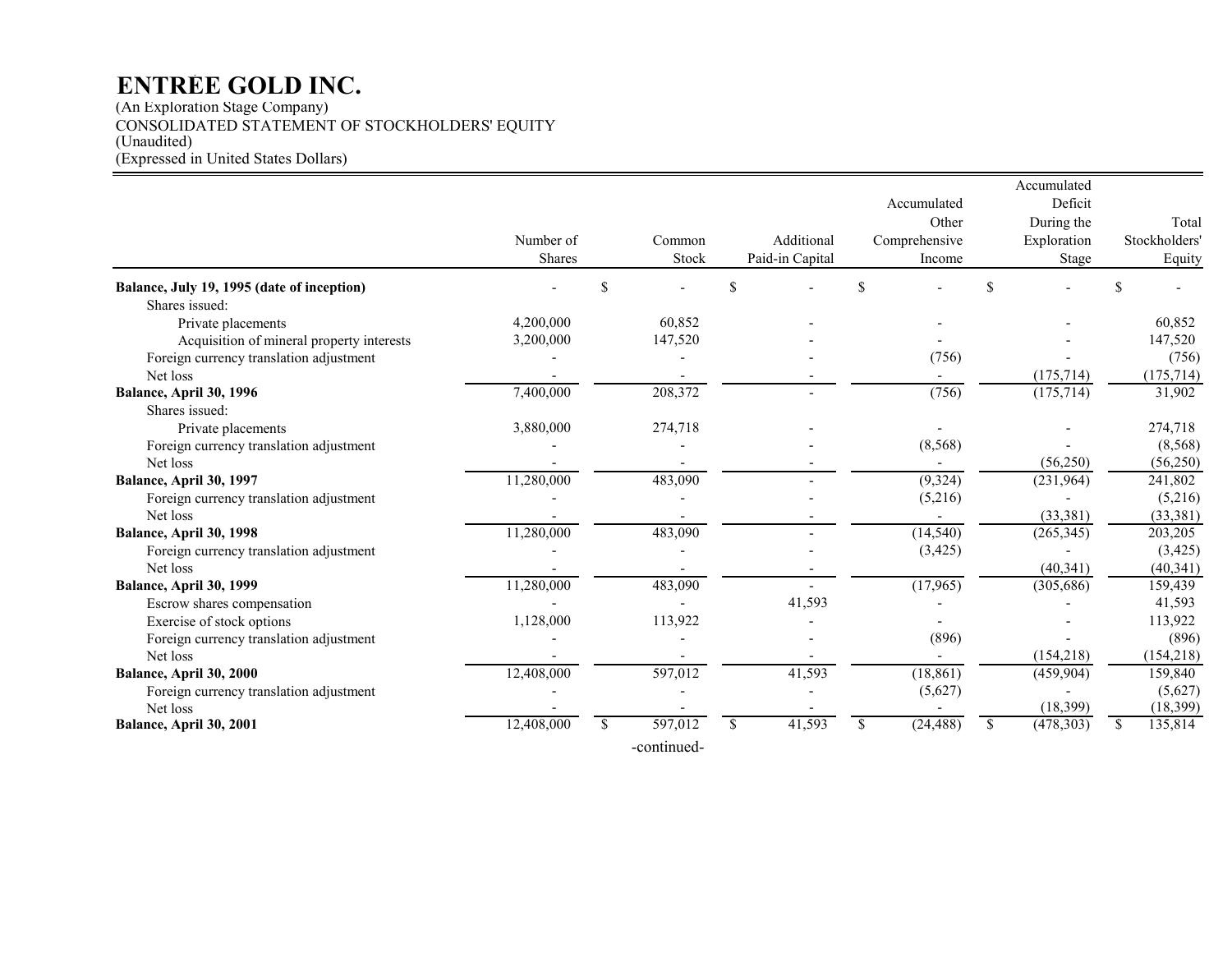# ENTREE GOLD INC.

(An Exploration Stage Company)
CONSOLIDATED STATEMENT OF STOCKHOLDERS' EQUITY
(Unaudited)
(Expressed in United States Dollars)

| | Number of Shares | Common Stock | Additional Paid-in Capital | Accumulated Other Comprehensive Income | Accumulated Deficit During the Exploration Stage | Total Stockholders' Equity |
|---|---|---|---|---|---|---|
| **Balance, July 19, 1995 (date of inception)** | - | $ - | $ - | $ - | $ - | $ - |
| Shares issued: | | | | | | |
| Private placements | 4,200,000 | 60,852 | - | - | - | 60,852 |
| Acquisition of mineral property interests | 3,200,000 | 147,520 | - | - | - | 147,520 |
| Foreign currency translation adjustment | - | - | - | (756) | - | (756) |
| Net loss | - | - | - | - | (175,714) | (175,714) |
| **Balance, April 30, 1996** | 7,400,000 | 208,372 | - | (756) | (175,714) | 31,902 |
| Shares issued: | | | | | | |
| Private placements | 3,880,000 | 274,718 | - | - | - | 274,718 |
| Foreign currency translation adjustment | - | - | - | (8,568) | - | (8,568) |
| Net loss | - | - | - | - | (56,250) | (56,250) |
| **Balance, April 30, 1997** | 11,280,000 | 483,090 | - | (9,324) | (231,964) | 241,802 |
| Foreign currency translation adjustment | - | - | - | (5,216) | - | (5,216) |
| Net loss | - | - | - | - | (33,381) | (33,381) |
| **Balance, April 30, 1998** | 11,280,000 | 483,090 | - | (14,540) | (265,345) | 203,205 |
| Foreign currency translation adjustment | - | - | - | (3,425) | - | (3,425) |
| Net loss | - | - | - | | (40,341) | (40,341) |
| **Balance, April 30, 1999** | 11,280,000 | 483,090 | - | (17,965) | (305,686) | 159,439 |
| Escrow shares compensation | - | - | 41,593 | - | - | 41,593 |
| Exercise of stock options | 1,128,000 | 113,922 | - | - | - | 113,922 |
| Foreign currency translation adjustment | - | - | - | (896) | - | (896) |
| Net loss | - | - | - | - | (154,218) | (154,218) |
| **Balance, April 30, 2000** | 12,408,000 | 597,012 | 41,593 | (18,861) | (459,904) | 159,840 |
| Foreign currency translation adjustment | - | - | - | (5,627) | - | (5,627) |
| Net loss | - | - | - | - | (18,399) | (18,399) |
| **Balance, April 30, 2001** | 12,408,000 | $ 597,012 | $ 41,593 | $ (24,488) | $ (478,303) | $ 135,814 |

-continued-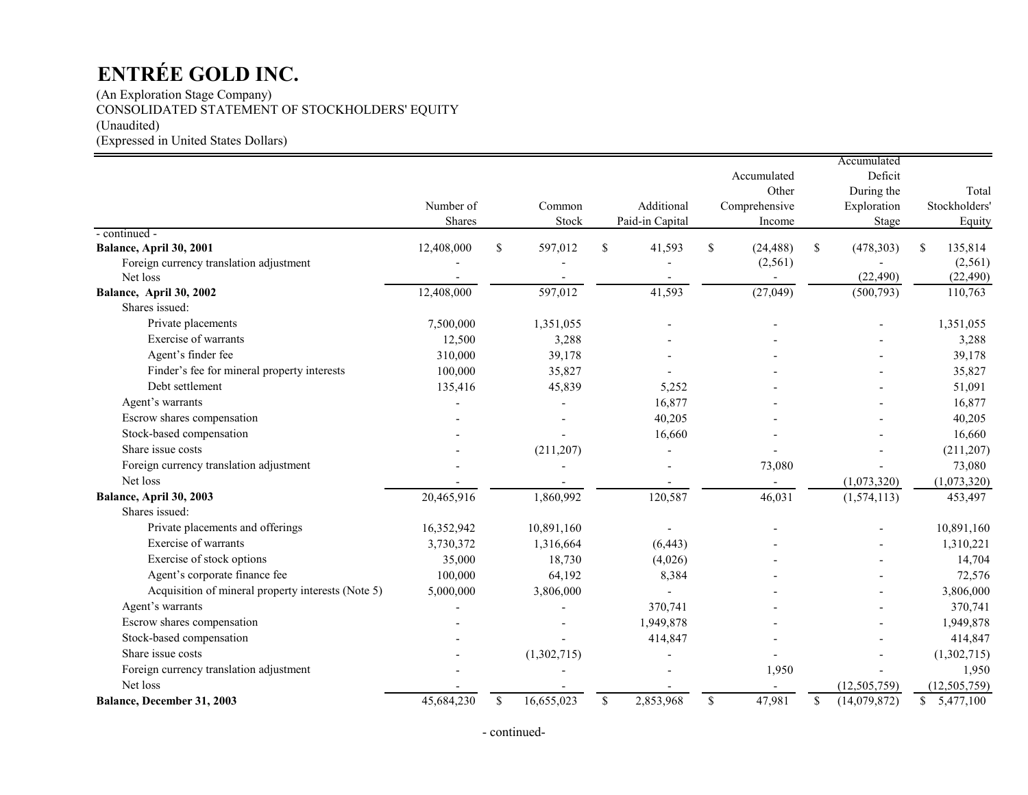# ENTRÉE GOLD INC.

(An Exploration Stage Company)
CONSOLIDATED STATEMENT OF STOCKHOLDERS' EQUITY
(Unaudited)
(Expressed in United States Dollars)

| | Number of Shares | Common Stock | Additional Paid-in Capital | Accumulated Other Comprehensive Income | Accumulated Deficit During the Exploration Stage | Total Stockholders' Equity |
|---|---|---|---|---|---|---|
| - continued - | | | | | | |
| **Balance, April 30, 2001** | 12,408,000 | $ 597,012 | $ 41,593 | $ (24,488) | $ (478,303) | $ 135,814 |
| Foreign currency translation adjustment | - | - | - | (2,561) | - | (2,561) |
| Net loss | - | - | - | - | (22,490) | (22,490) |
| **Balance, April 30, 2002** | 12,408,000 | 597,012 | 41,593 | (27,049) | (500,793) | 110,763 |
| Shares issued: | | | | | | |
| Private placements | 7,500,000 | 1,351,055 | - | - | - | 1,351,055 |
| Exercise of warrants | 12,500 | 3,288 | - | - | - | 3,288 |
| Agent's finder fee | 310,000 | 39,178 | - | - | - | 39,178 |
| Finder's fee for mineral property interests | 100,000 | 35,827 | - | - | - | 35,827 |
| Debt settlement | 135,416 | 45,839 | 5,252 | - | - | 51,091 |
| Agent's warrants | - | - | 16,877 | - | - | 16,877 |
| Escrow shares compensation | - | - | 40,205 | - | - | 40,205 |
| Stock-based compensation | - | - | 16,660 | - | - | 16,660 |
| Share issue costs | - | (211,207) | - | - | - | (211,207) |
| Foreign currency translation adjustment | - | - | - | 73,080 | - | 73,080 |
| Net loss | - | - | - | - | (1,073,320) | (1,073,320) |
| **Balance, April 30, 2003** | 20,465,916 | 1,860,992 | 120,587 | 46,031 | (1,574,113) | 453,497 |
| Shares issued: | | | | | | |
| Private placements and offerings | 16,352,942 | 10,891,160 | - | - | - | 10,891,160 |
| Exercise of warrants | 3,730,372 | 1,316,664 | (6,443) | - | - | 1,310,221 |
| Exercise of stock options | 35,000 | 18,730 | (4,026) | - | - | 14,704 |
| Agent's corporate finance fee | 100,000 | 64,192 | 8,384 | - | - | 72,576 |
| Acquisition of mineral property interests (Note 5) | 5,000,000 | 3,806,000 | - | - | - | 3,806,000 |
| Agent's warrants | - | - | 370,741 | - | - | 370,741 |
| Escrow shares compensation | - | - | 1,949,878 | - | - | 1,949,878 |
| Stock-based compensation | - | - | 414,847 | - | - | 414,847 |
| Share issue costs | - | (1,302,715) | - | - | - | (1,302,715) |
| Foreign currency translation adjustment | - | - | - | 1,950 | - | 1,950 |
| Net loss | - | - | - | - | (12,505,759) | (12,505,759) |
| **Balance, December 31, 2003** | 45,684,230 | $ 16,655,023 | $ 2,853,968 | $ 47,981 | $ (14,079,872) | $ 5,477,100 |

- continued-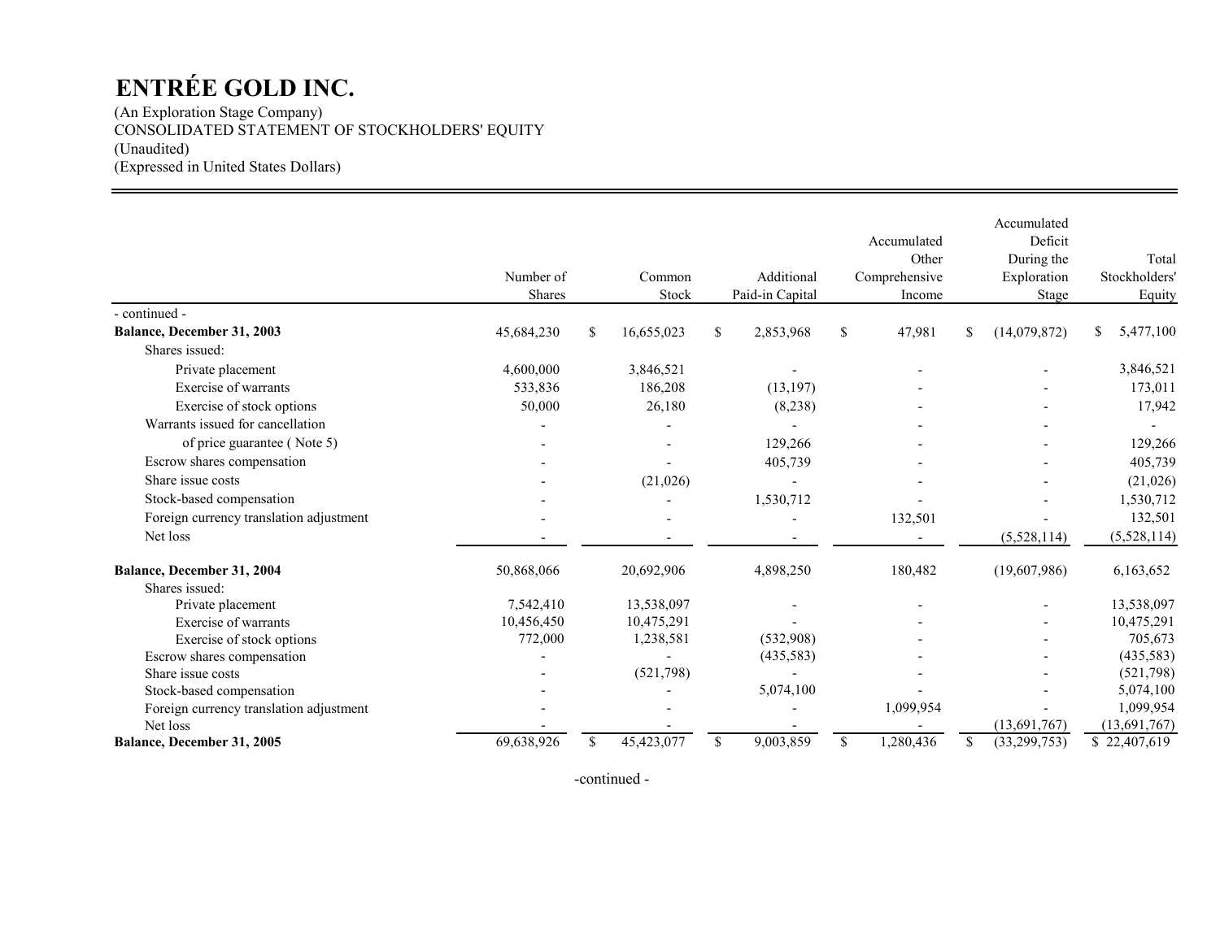# ENTRÉE GOLD INC.

(An Exploration Stage Company)
CONSOLIDATED STATEMENT OF STOCKHOLDERS' EQUITY
(Unaudited)
(Expressed in United States Dollars)

| | Number of Shares | Common Stock | Additional Paid-in Capital | Accumulated Other Comprehensive Income | Accumulated Deficit During the Exploration Stage | Total Stockholders' Equity |
|---|---|---|---|---|---|---|
| - continued - | | | | | | |
| **Balance, December 31, 2003** | 45,684,230 | $ 16,655,023 | $ 2,853,968 | $ 47,981 | $ (14,079,872) | $ 5,477,100 |
| Shares issued: | | | | | | |
| Private placement | 4,600,000 | 3,846,521 | - | - | - | 3,846,521 |
| Exercise of warrants | 533,836 | 186,208 | (13,197) | - | - | 173,011 |
| Exercise of stock options | 50,000 | 26,180 | (8,238) | - | - | 17,942 |
| Warrants issued for cancellation | - | - | - | - | - | - |
| of price guarantee ( Note 5) | - | - | 129,266 | - | - | 129,266 |
| Escrow shares compensation | - | - | 405,739 | - | - | 405,739 |
| Share issue costs | - | (21,026) | - | - | - | (21,026) |
| Stock-based compensation | - | - | 1,530,712 | - | - | 1,530,712 |
| Foreign currency translation adjustment | - | - | - | 132,501 | - | 132,501 |
| Net loss | - | - | - | - | (5,528,114) | (5,528,114) |
| **Balance, December 31, 2004** | 50,868,066 | 20,692,906 | 4,898,250 | 180,482 | (19,607,986) | 6,163,652 |
| Shares issued: | | | | | | |
| Private placement | 7,542,410 | 13,538,097 | - | - | - | 13,538,097 |
| Exercise of warrants | 10,456,450 | 10,475,291 | - | - | - | 10,475,291 |
| Exercise of stock options | 772,000 | 1,238,581 | (532,908) | - | - | 705,673 |
| Escrow shares compensation | - | - | (435,583) | - | - | (435,583) |
| Share issue costs | - | (521,798) | - | - | - | (521,798) |
| Stock-based compensation | - | - | 5,074,100 | - | - | 5,074,100 |
| Foreign currency translation adjustment | - | - | - | 1,099,954 | - | 1,099,954 |
| Net loss | - | - | - | - | (13,691,767) | (13,691,767) |
| **Balance, December 31, 2005** | 69,638,926 | $ 45,423,077 | $ 9,003,859 | $ 1,280,436 | $ (33,299,753) | $ 22,407,619 |

-continued -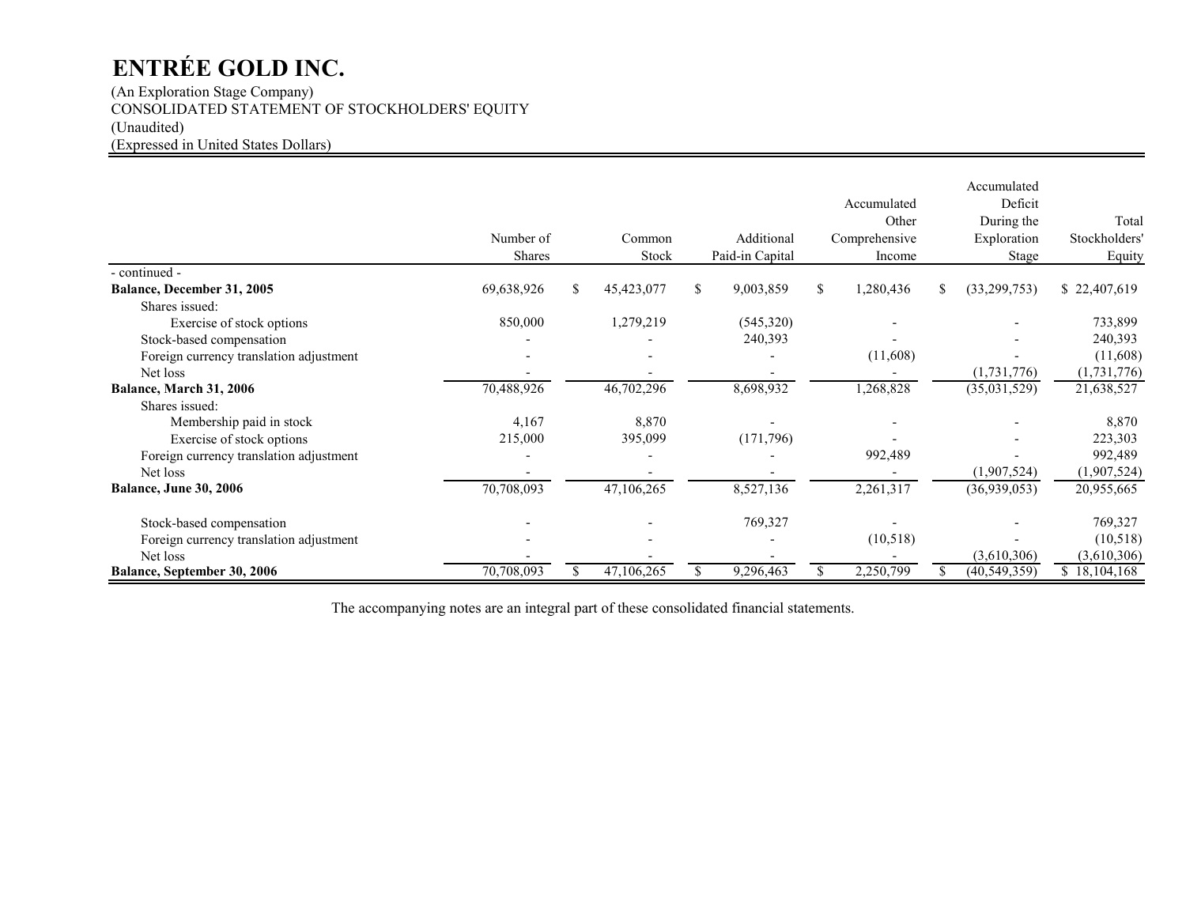# ENTRÉE GOLD INC.

(An Exploration Stage Company)
CONSOLIDATED STATEMENT OF STOCKHOLDERS' EQUITY
(Unaudited)
(Expressed in United States Dollars)

| | Number of Shares | Common Stock | Additional Paid-in Capital | Accumulated Other Comprehensive Income | Accumulated Deficit During the Exploration Stage | Total Stockholders' Equity |
|---|---|---|---|---|---|---|
| - continued - | | | | | | |
| **Balance, December 31, 2005** | 69,638,926 | $ 45,423,077 | $ 9,003,859 | $ 1,280,436 | $ (33,299,753) | $ 22,407,619 |
| Shares issued: | | | | | | |
| Exercise of stock options | 850,000 | 1,279,219 | (545,320) | - | - | 733,899 |
| Stock-based compensation | - | - | 240,393 | - | - | 240,393 |
| Foreign currency translation adjustment | - | - | - | (11,608) | - | (11,608) |
| Net loss | - | - | - | - | (1,731,776) | (1,731,776) |
| **Balance, March 31, 2006** | 70,488,926 | 46,702,296 | 8,698,932 | 1,268,828 | (35,031,529) | 21,638,527 |
| Shares issued: | | | | | | |
| Membership paid in stock | 4,167 | 8,870 | - | - | - | 8,870 |
| Exercise of stock options | 215,000 | 395,099 | (171,796) | - | - | 223,303 |
| Foreign currency translation adjustment | - | - | - | 992,489 | - | 992,489 |
| Net loss | - | - | - | - | (1,907,524) | (1,907,524) |
| **Balance, June 30, 2006** | 70,708,093 | 47,106,265 | 8,527,136 | 2,261,317 | (36,939,053) | 20,955,665 |
| Stock-based compensation | - | - | 769,327 | - | - | 769,327 |
| Foreign currency translation adjustment | - | - | - | (10,518) | - | (10,518) |
| Net loss | - | - | - | - | (3,610,306) | (3,610,306) |
| **Balance, September 30, 2006** | 70,708,093 | $ 47,106,265 | $ 9,296,463 | $ 2,250,799 | $ (40,549,359) | $ 18,104,168 |

The accompanying notes are an integral part of these consolidated financial statements.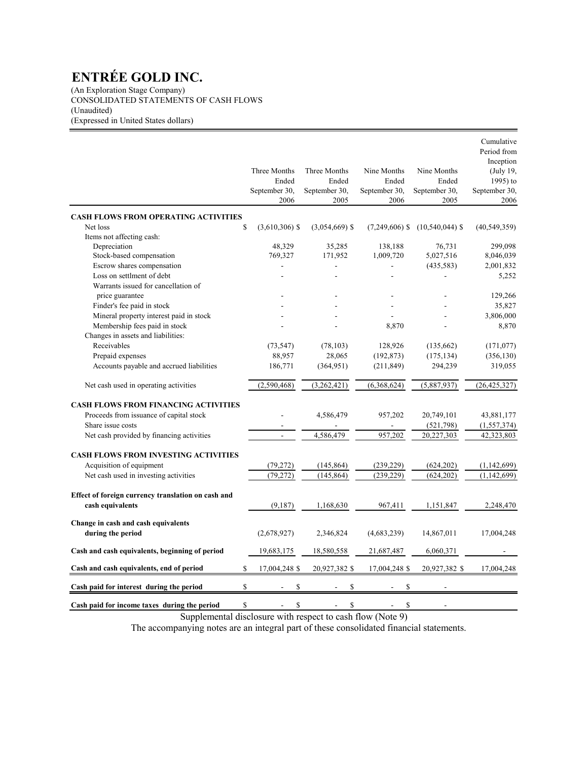# ENTRÉE GOLD INC.

(An Exploration Stage Company)
CONSOLIDATED STATEMENTS OF CASH FLOWS
(Unaudited)
(Expressed in United States dollars)

| | Three Months Ended September 30, 2006 | Three Months Ended September 30, 2005 | Nine Months Ended September 30, 2006 | Nine Months Ended September 30, 2005 | Cumulative Period from Inception (July 19, 1995) to September 30, 2006 |
|---|---|---|---|---|---|
| **CASH FLOWS FROM OPERATING ACTIVITIES** | | | | | |
| Net loss | $ (3,610,306) $ | (3,054,669) $ | (7,249,606) $ | (10,540,044) $ | (40,549,359) |
| Items not affecting cash: | | | | | |
| Depreciation | 48,329 | 35,285 | 138,188 | 76,731 | 299,098 |
| Stock-based compensation | 769,327 | 171,952 | 1,009,720 | 5,027,516 | 8,046,039 |
| Escrow shares compensation | - | - | - | (435,583) | 2,001,832 |
| Loss on settlment of debt | - | - | - | - | 5,252 |
| Warrants issued for cancellation of price guarantee | - | - | - | - | 129,266 |
| Finder's fee paid in stock | - | - | - | - | 35,827 |
| Mineral property interest paid in stock | - | - | - | - | 3,806,000 |
| Membership fees paid in stock | - | - | 8,870 | - | 8,870 |
| Changes in assets and liabilities: | | | | | |
| Receivables | (73,547) | (78,103) | 128,926 | (135,662) | (171,077) |
| Prepaid expenses | 88,957 | 28,065 | (192,873) | (175,134) | (356,130) |
| Accounts payable and accrued liabilities | 186,771 | (364,951) | (211,849) | 294,239 | 319,055 |
| Net cash used in operating activities | (2,590,468) | (3,262,421) | (6,368,624) | (5,887,937) | (26,425,327) |
| **CASH FLOWS FROM FINANCING ACTIVITIES** | | | | | |
| Proceeds from issuance of capital stock | - | 4,586,479 | 957,202 | 20,749,101 | 43,881,177 |
| Share issue costs | - | - | - | (521,798) | (1,557,374) |
| Net cash provided by financing activities | - | 4,586,479 | 957,202 | 20,227,303 | 42,323,803 |
| **CASH FLOWS FROM INVESTING ACTIVITIES** | | | | | |
| Acquisition of equipment | (79,272) | (145,864) | (239,229) | (624,202) | (1,142,699) |
| Net cash used in investing activities | (79,272) | (145,864) | (239,229) | (624,202) | (1,142,699) |
| **Effect of foreign currency translation on cash and cash equivalents** | (9,187) | 1,168,630 | 967,411 | 1,151,847 | 2,248,470 |
| **Change in cash and cash equivalents during the period** | (2,678,927) | 2,346,824 | (4,683,239) | 14,867,011 | 17,004,248 |
| **Cash and cash equivalents, beginning of period** | 19,683,175 | 18,580,558 | 21,687,487 | 6,060,371 | - |
| **Cash and cash equivalents, end of period** | $ 17,004,248 $ | 20,927,382 $ | 17,004,248 $ | 20,927,382 $ | 17,004,248 |
| **Cash paid for interest during the period** | $ - $ | - $ | - $ | - | |
| **Cash paid for income taxes during the period** | $ - $ | - $ | - $ | - | |

Supplemental disclosure with respect to cash flow (Note 9)

The accompanying notes are an integral part of these consolidated financial statements.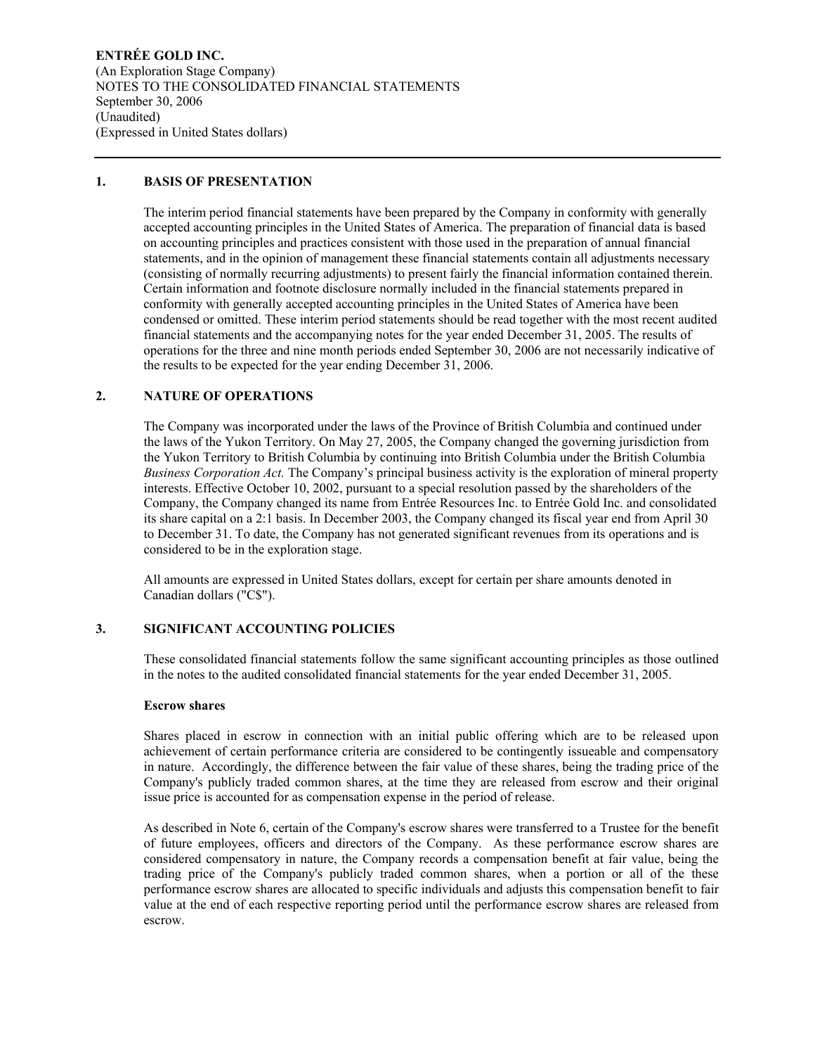**ENTRÉE GOLD INC.**
(An Exploration Stage Company)
NOTES TO THE CONSOLIDATED FINANCIAL STATEMENTS
September 30, 2006
(Unaudited)
(Expressed in United States dollars)

---

## 1. BASIS OF PRESENTATION

The interim period financial statements have been prepared by the Company in conformity with generally accepted accounting principles in the United States of America. The preparation of financial data is based on accounting principles and practices consistent with those used in the preparation of annual financial statements, and in the opinion of management these financial statements contain all adjustments necessary (consisting of normally recurring adjustments) to present fairly the financial information contained therein. Certain information and footnote disclosure normally included in the financial statements prepared in conformity with generally accepted accounting principles in the United States of America have been condensed or omitted. These interim period statements should be read together with the most recent audited financial statements and the accompanying notes for the year ended December 31, 2005. The results of operations for the three and nine month periods ended September 30, 2006 are not necessarily indicative of the results to be expected for the year ending December 31, 2006.

## 2. NATURE OF OPERATIONS

The Company was incorporated under the laws of the Province of British Columbia and continued under the laws of the Yukon Territory. On May 27, 2005, the Company changed the governing jurisdiction from the Yukon Territory to British Columbia by continuing into British Columbia under the British Columbia *Business Corporation Act.* The Company's principal business activity is the exploration of mineral property interests. Effective October 10, 2002, pursuant to a special resolution passed by the shareholders of the Company, the Company changed its name from Entrée Resources Inc. to Entrée Gold Inc. and consolidated its share capital on a 2:1 basis. In December 2003, the Company changed its fiscal year end from April 30 to December 31. To date, the Company has not generated significant revenues from its operations and is considered to be in the exploration stage.

All amounts are expressed in United States dollars, except for certain per share amounts denoted in Canadian dollars ("C$").

## 3. SIGNIFICANT ACCOUNTING POLICIES

These consolidated financial statements follow the same significant accounting principles as those outlined in the notes to the audited consolidated financial statements for the year ended December 31, 2005.

**Escrow shares**

Shares placed in escrow in connection with an initial public offering which are to be released upon achievement of certain performance criteria are considered to be contingently issueable and compensatory in nature. Accordingly, the difference between the fair value of these shares, being the trading price of the Company's publicly traded common shares, at the time they are released from escrow and their original issue price is accounted for as compensation expense in the period of release.

As described in Note 6, certain of the Company's escrow shares were transferred to a Trustee for the benefit of future employees, officers and directors of the Company. As these performance escrow shares are considered compensatory in nature, the Company records a compensation benefit at fair value, being the trading price of the Company's publicly traded common shares, when a portion or all of the these performance escrow shares are allocated to specific individuals and adjusts this compensation benefit to fair value at the end of each respective reporting period until the performance escrow shares are released from escrow.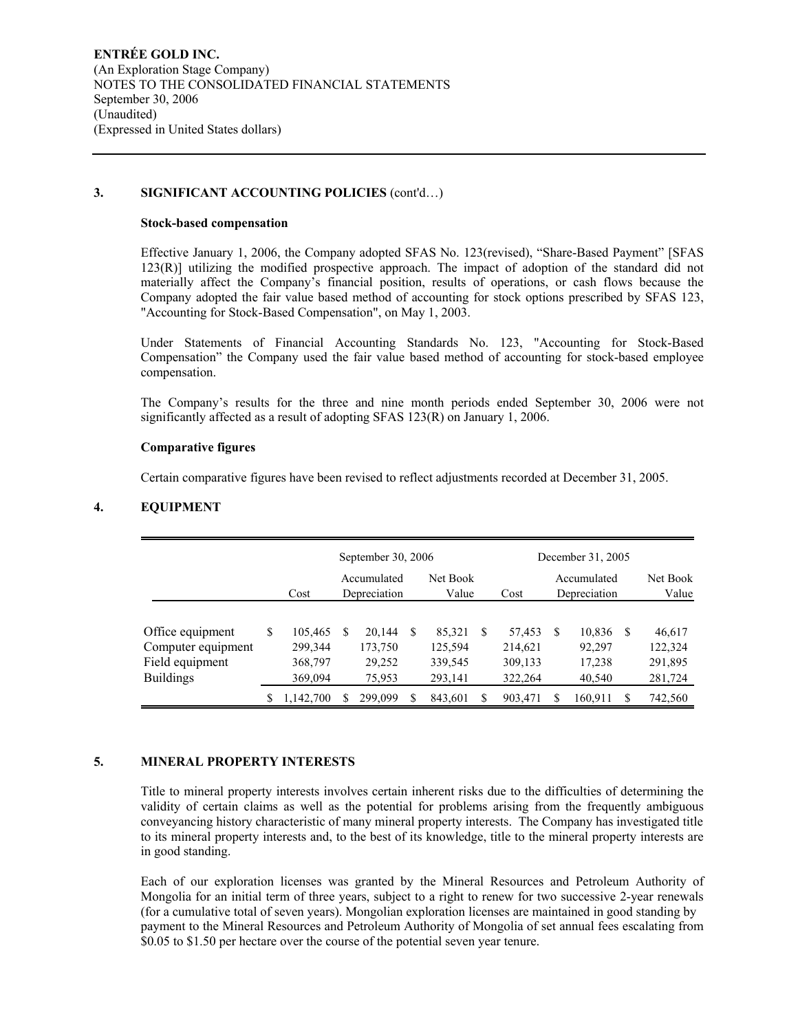### 3. SIGNIFICANT ACCOUNTING POLICIES (cont'd…)

**Stock-based compensation**

Effective January 1, 2006, the Company adopted SFAS No. 123(revised), "Share-Based Payment" [SFAS 123(R)] utilizing the modified prospective approach. The impact of adoption of the standard did not materially affect the Company's financial position, results of operations, or cash flows because the Company adopted the fair value based method of accounting for stock options prescribed by SFAS 123, "Accounting for Stock-Based Compensation", on May 1, 2003.

Under Statements of Financial Accounting Standards No. 123, "Accounting for Stock-Based Compensation" the Company used the fair value based method of accounting for stock-based employee compensation.

The Company's results for the three and nine month periods ended September 30, 2006 were not significantly affected as a result of adopting SFAS 123(R) on January 1, 2006.

**Comparative figures**

Certain comparative figures have been revised to reflect adjustments recorded at December 31, 2005.

### 4. EQUIPMENT

| | September 30, 2006 | | | December 31, 2005 | | |
|---|---|---|---|---|---|---|
| | Cost | Accumulated Depreciation | Net Book Value | Cost | Accumulated Depreciation | Net Book Value |
| Office equipment | $ 105,465 | $ 20,144 | $ 85,321 | $ 57,453 | $ 10,836 | $ 46,617 |
| Computer equipment | 299,344 | 173,750 | 125,594 | 214,621 | 92,297 | 122,324 |
| Field equipment | 368,797 | 29,252 | 339,545 | 309,133 | 17,238 | 291,895 |
| Buildings | 369,094 | 75,953 | 293,141 | 322,264 | 40,540 | 281,724 |
| | $ 1,142,700 | $ 299,099 | $ 843,601 | $ 903,471 | $ 160,911 | $ 742,560 |

### 5. MINERAL PROPERTY INTERESTS

Title to mineral property interests involves certain inherent risks due to the difficulties of determining the validity of certain claims as well as the potential for problems arising from the frequently ambiguous conveyancing history characteristic of many mineral property interests. The Company has investigated title to its mineral property interests and, to the best of its knowledge, title to the mineral property interests are in good standing.

Each of our exploration licenses was granted by the Mineral Resources and Petroleum Authority of Mongolia for an initial term of three years, subject to a right to renew for two successive 2-year renewals (for a cumulative total of seven years). Mongolian exploration licenses are maintained in good standing by payment to the Mineral Resources and Petroleum Authority of Mongolia of set annual fees escalating from $0.05 to $1.50 per hectare over the course of the potential seven year tenure.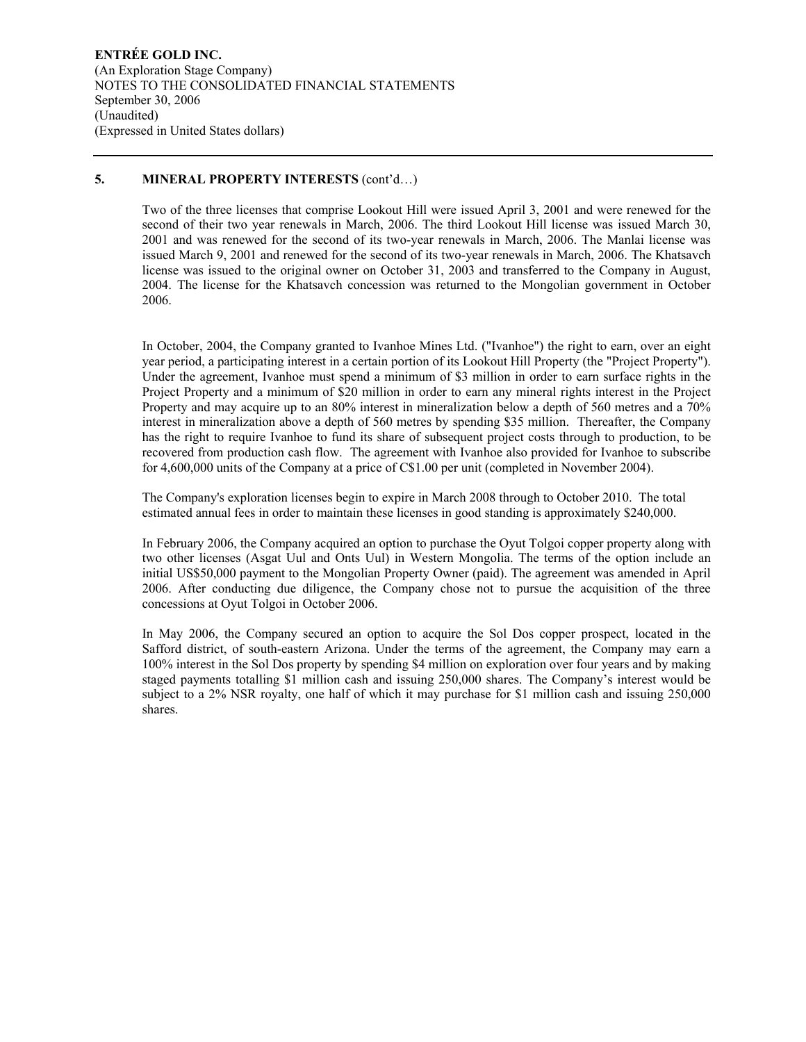## 5. MINERAL PROPERTY INTERESTS (cont'd…)

Two of the three licenses that comprise Lookout Hill were issued April 3, 2001 and were renewed for the second of their two year renewals in March, 2006. The third Lookout Hill license was issued March 30, 2001 and was renewed for the second of its two-year renewals in March, 2006. The Manlai license was issued March 9, 2001 and renewed for the second of its two-year renewals in March, 2006. The Khatsavch license was issued to the original owner on October 31, 2003 and transferred to the Company in August, 2004. The license for the Khatsavch concession was returned to the Mongolian government in October 2006.

In October, 2004, the Company granted to Ivanhoe Mines Ltd. ("Ivanhoe") the right to earn, over an eight year period, a participating interest in a certain portion of its Lookout Hill Property (the "Project Property"). Under the agreement, Ivanhoe must spend a minimum of $3 million in order to earn surface rights in the Project Property and a minimum of $20 million in order to earn any mineral rights interest in the Project Property and may acquire up to an 80% interest in mineralization below a depth of 560 metres and a 70% interest in mineralization above a depth of 560 metres by spending $35 million. Thereafter, the Company has the right to require Ivanhoe to fund its share of subsequent project costs through to production, to be recovered from production cash flow. The agreement with Ivanhoe also provided for Ivanhoe to subscribe for 4,600,000 units of the Company at a price of C$1.00 per unit (completed in November 2004).

The Company's exploration licenses begin to expire in March 2008 through to October 2010. The total estimated annual fees in order to maintain these licenses in good standing is approximately $240,000.

In February 2006, the Company acquired an option to purchase the Oyut Tolgoi copper property along with two other licenses (Asgat Uul and Onts Uul) in Western Mongolia. The terms of the option include an initial US$50,000 payment to the Mongolian Property Owner (paid). The agreement was amended in April 2006. After conducting due diligence, the Company chose not to pursue the acquisition of the three concessions at Oyut Tolgoi in October 2006.

In May 2006, the Company secured an option to acquire the Sol Dos copper prospect, located in the Safford district, of south-eastern Arizona. Under the terms of the agreement, the Company may earn a 100% interest in the Sol Dos property by spending $4 million on exploration over four years and by making staged payments totalling $1 million cash and issuing 250,000 shares. The Company's interest would be subject to a 2% NSR royalty, one half of which it may purchase for $1 million cash and issuing 250,000 shares.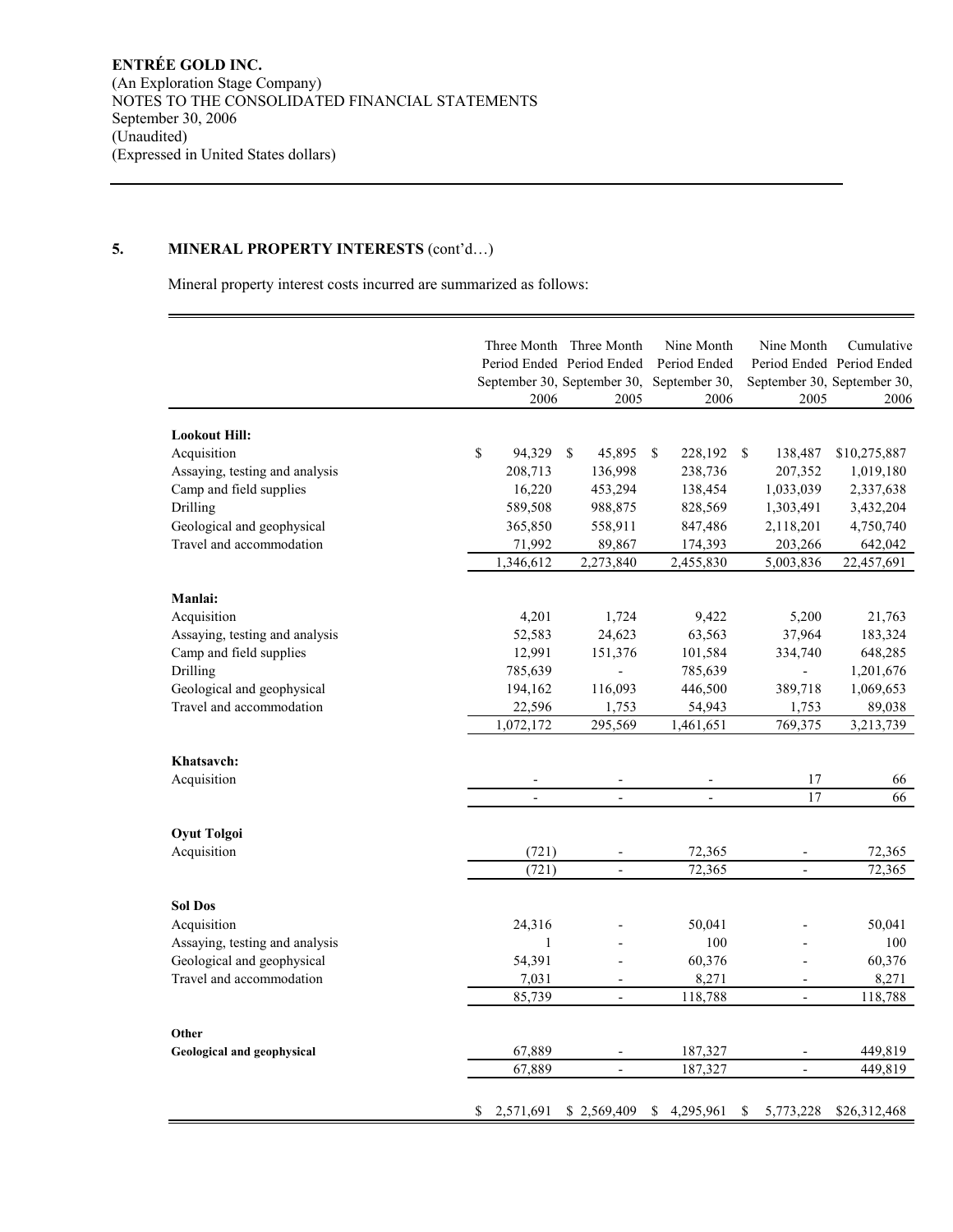ENTRÉE GOLD INC.
(An Exploration Stage Company)
NOTES TO THE CONSOLIDATED FINANCIAL STATEMENTS
September 30, 2006
(Unaudited)
(Expressed in United States dollars)

## 5. MINERAL PROPERTY INTERESTS (cont'd…)

Mineral property interest costs incurred are summarized as follows:

| | Three Month Period Ended September 30, 2006 | Three Month Period Ended September 30, 2005 | Nine Month Period Ended September 30, 2006 | Nine Month Period Ended September 30, 2005 | Cumulative Period Ended September 30, 2006 |
|---|---|---|---|---|---|
| **Lookout Hill:** | | | | | |
| Acquisition | $ 94,329 | $ 45,895 | $ 228,192 | $ 138,487 | $10,275,887 |
| Assaying, testing and analysis | 208,713 | 136,998 | 238,736 | 207,352 | 1,019,180 |
| Camp and field supplies | 16,220 | 453,294 | 138,454 | 1,033,039 | 2,337,638 |
| Drilling | 589,508 | 988,875 | 828,569 | 1,303,491 | 3,432,204 |
| Geological and geophysical | 365,850 | 558,911 | 847,486 | 2,118,201 | 4,750,740 |
| Travel and accommodation | 71,992 | 89,867 | 174,393 | 203,266 | 642,042 |
| | 1,346,612 | 2,273,840 | 2,455,830 | 5,003,836 | 22,457,691 |
| **Manlai:** | | | | | |
| Acquisition | 4,201 | 1,724 | 9,422 | 5,200 | 21,763 |
| Assaying, testing and analysis | 52,583 | 24,623 | 63,563 | 37,964 | 183,324 |
| Camp and field supplies | 12,991 | 151,376 | 101,584 | 334,740 | 648,285 |
| Drilling | 785,639 | - | 785,639 | - | 1,201,676 |
| Geological and geophysical | 194,162 | 116,093 | 446,500 | 389,718 | 1,069,653 |
| Travel and accommodation | 22,596 | 1,753 | 54,943 | 1,753 | 89,038 |
| | 1,072,172 | 295,569 | 1,461,651 | 769,375 | 3,213,739 |
| **Khatsavch:** | | | | | |
| Acquisition | - | - | - | 17 | 66 |
| | - | - | - | 17 | 66 |
| **Oyut Tolgoi** | | | | | |
| Acquisition | (721) | - | 72,365 | - | 72,365 |
| | (721) | - | 72,365 | - | 72,365 |
| **Sol Dos** | | | | | |
| Acquisition | 24,316 | - | 50,041 | - | 50,041 |
| Assaying, testing and analysis | 1 | - | 100 | - | 100 |
| Geological and geophysical | 54,391 | - | 60,376 | - | 60,376 |
| Travel and accommodation | 7,031 | - | 8,271 | - | 8,271 |
| | 85,739 | - | 118,788 | - | 118,788 |
| **Other** | | | | | |
| **Geological and geophysical** | 67,889 | - | 187,327 | - | 449,819 |
| | 67,889 | - | 187,327 | - | 449,819 |
| | $ 2,571,691 | $ 2,569,409 | $ 4,295,961 | $ 5,773,228 | $26,312,468 |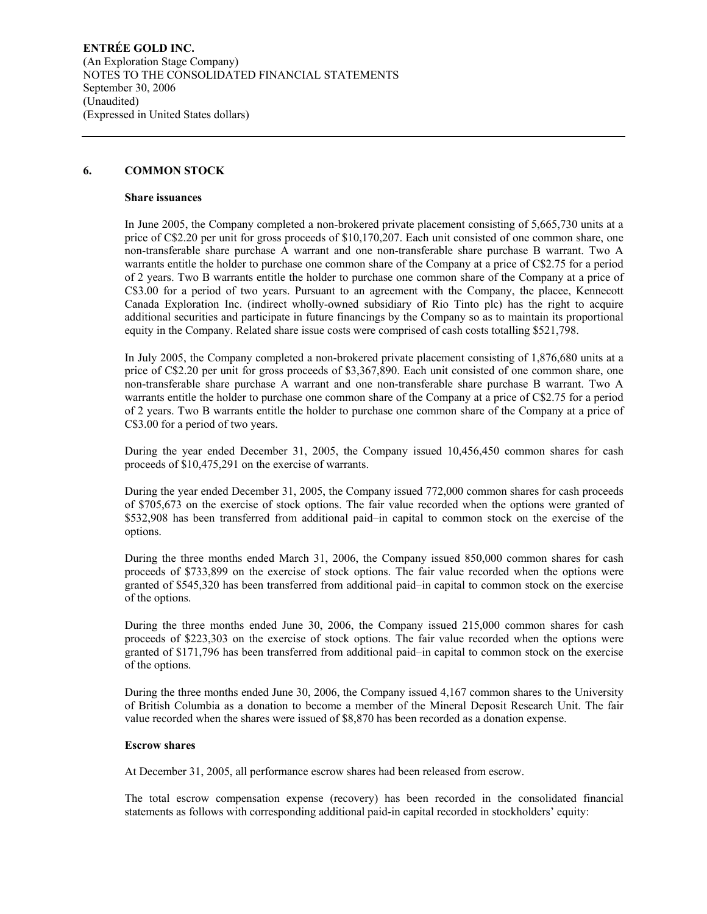## 6. COMMON STOCK

### Share issuances

In June 2005, the Company completed a non-brokered private placement consisting of 5,665,730 units at a price of C$2.20 per unit for gross proceeds of $10,170,207. Each unit consisted of one common share, one non-transferable share purchase A warrant and one non-transferable share purchase B warrant. Two A warrants entitle the holder to purchase one common share of the Company at a price of C$2.75 for a period of 2 years. Two B warrants entitle the holder to purchase one common share of the Company at a price of C$3.00 for a period of two years. Pursuant to an agreement with the Company, the placee, Kennecott Canada Exploration Inc. (indirect wholly-owned subsidiary of Rio Tinto plc) has the right to acquire additional securities and participate in future financings by the Company so as to maintain its proportional equity in the Company. Related share issue costs were comprised of cash costs totalling $521,798.

In July 2005, the Company completed a non-brokered private placement consisting of 1,876,680 units at a price of C$2.20 per unit for gross proceeds of $3,367,890. Each unit consisted of one common share, one non-transferable share purchase A warrant and one non-transferable share purchase B warrant. Two A warrants entitle the holder to purchase one common share of the Company at a price of C$2.75 for a period of 2 years. Two B warrants entitle the holder to purchase one common share of the Company at a price of C$3.00 for a period of two years.

During the year ended December 31, 2005, the Company issued 10,456,450 common shares for cash proceeds of $10,475,291 on the exercise of warrants.

During the year ended December 31, 2005, the Company issued 772,000 common shares for cash proceeds of $705,673 on the exercise of stock options. The fair value recorded when the options were granted of $532,908 has been transferred from additional paid–in capital to common stock on the exercise of the options.

During the three months ended March 31, 2006, the Company issued 850,000 common shares for cash proceeds of $733,899 on the exercise of stock options. The fair value recorded when the options were granted of $545,320 has been transferred from additional paid–in capital to common stock on the exercise of the options.

During the three months ended June 30, 2006, the Company issued 215,000 common shares for cash proceeds of $223,303 on the exercise of stock options. The fair value recorded when the options were granted of $171,796 has been transferred from additional paid–in capital to common stock on the exercise of the options.

During the three months ended June 30, 2006, the Company issued 4,167 common shares to the University of British Columbia as a donation to become a member of the Mineral Deposit Research Unit. The fair value recorded when the shares were issued of $8,870 has been recorded as a donation expense.

### Escrow shares

At December 31, 2005, all performance escrow shares had been released from escrow.

The total escrow compensation expense (recovery) has been recorded in the consolidated financial statements as follows with corresponding additional paid-in capital recorded in stockholders' equity: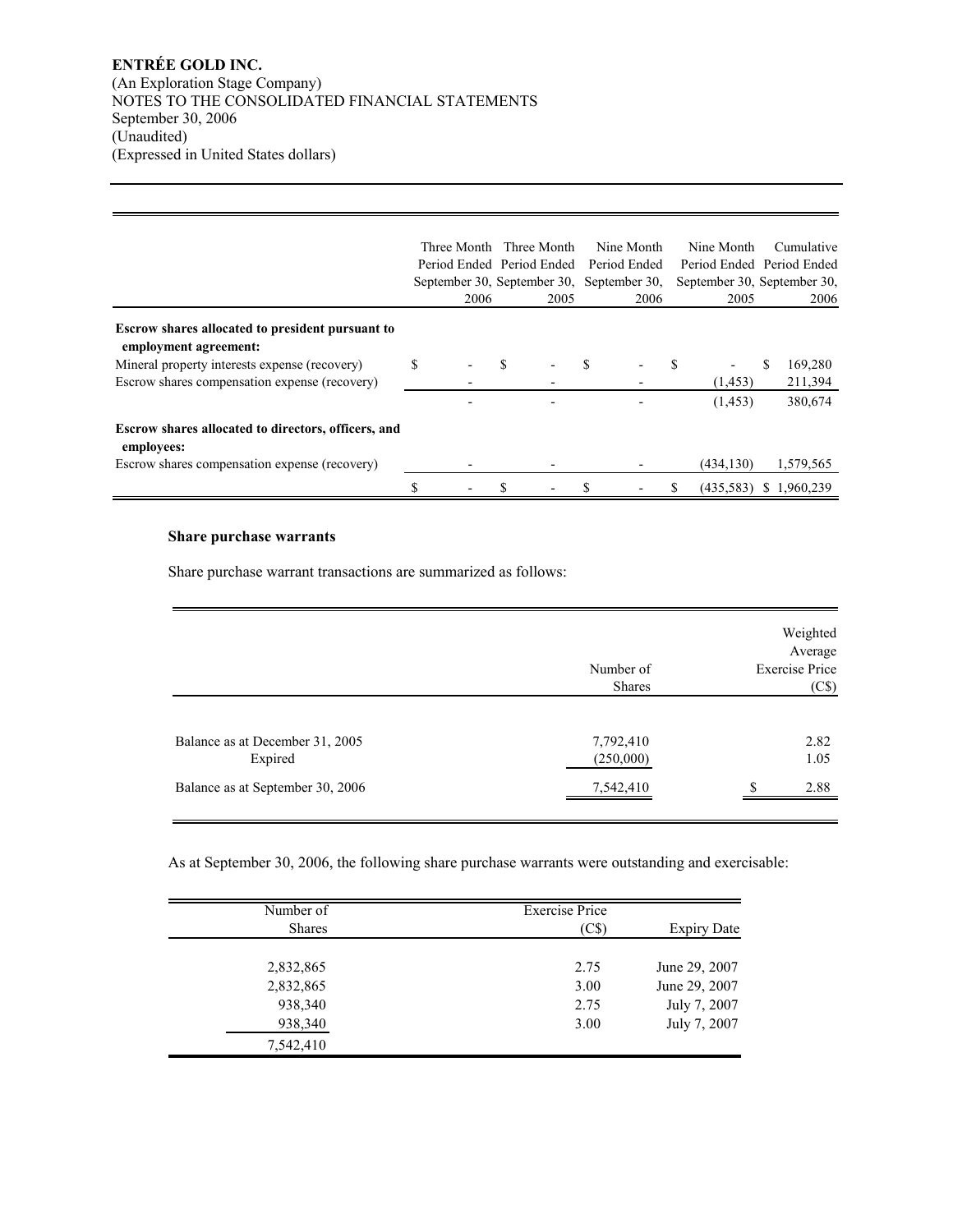**ENTRÉE GOLD INC.**
(An Exploration Stage Company)
NOTES TO THE CONSOLIDATED FINANCIAL STATEMENTS
September 30, 2006
(Unaudited)
(Expressed in United States dollars)

| | Three Month Period Ended September 30, 2006 | Three Month Period Ended September 30, 2005 | Nine Month Period Ended September 30, 2006 | Nine Month Period Ended September 30, 2005 | Cumulative Period Ended September 30, 2006 |
|---|---|---|---|---|---|
| **Escrow shares allocated to president pursuant to employment agreement:** | | | | | |
| Mineral property interests expense (recovery) | $ - | $ - | $ - | $ - | $ 169,280 |
| Escrow shares compensation expense (recovery) | - | - | - | (1,453) | 211,394 |
| | - | - | - | (1,453) | 380,674 |
| **Escrow shares allocated to directors, officers, and employees:** | | | | | |
| Escrow shares compensation expense (recovery) | - | - | - | (434,130) | 1,579,565 |
| | $ - | $ - | $ - | $ (435,583) | $ 1,960,239 |

**Share purchase warrants**

Share purchase warrant transactions are summarized as follows:

| | Number of Shares | Weighted Average Exercise Price (C$) |
|---|---|---|
| Balance as at December 31, 2005 | 7,792,410 | 2.82 |
| Expired | (250,000) | 1.05 |
| Balance as at September 30, 2006 | 7,542,410 | $ 2.88 |

As at September 30, 2006, the following share purchase warrants were outstanding and exercisable:

| Number of Shares | Exercise Price (C$) | Expiry Date |
|---|---|---|
| 2,832,865 | 2.75 | June 29, 2007 |
| 2,832,865 | 3.00 | June 29, 2007 |
| 938,340 | 2.75 | July 7, 2007 |
| 938,340 | 3.00 | July 7, 2007 |
| 7,542,410 | | |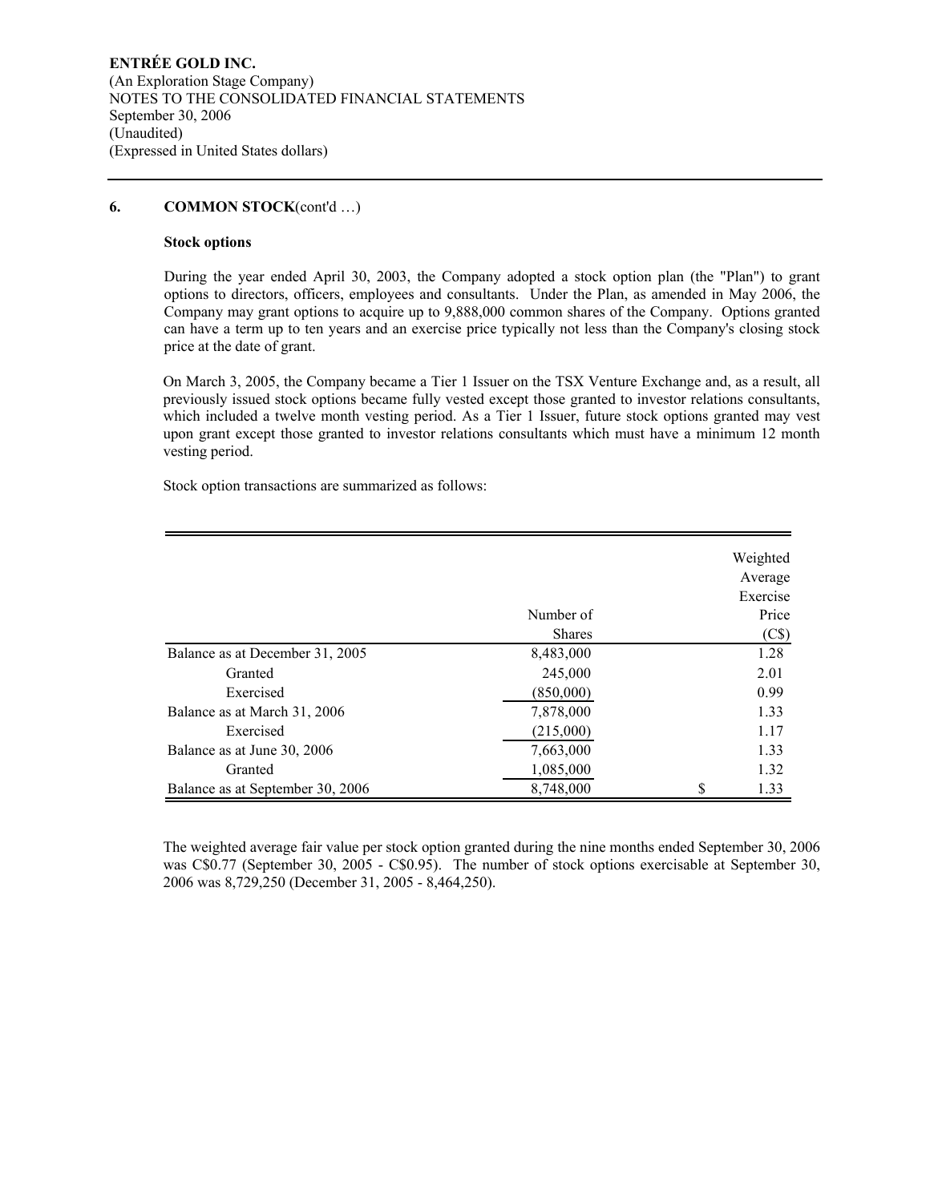ENTRÉE GOLD INC.
(An Exploration Stage Company)
NOTES TO THE CONSOLIDATED FINANCIAL STATEMENTS
September 30, 2006
(Unaudited)
(Expressed in United States dollars)

## 6. COMMON STOCK (cont'd …)

**Stock options**

During the year ended April 30, 2003, the Company adopted a stock option plan (the "Plan") to grant options to directors, officers, employees and consultants. Under the Plan, as amended in May 2006, the Company may grant options to acquire up to 9,888,000 common shares of the Company. Options granted can have a term up to ten years and an exercise price typically not less than the Company's closing stock price at the date of grant.

On March 3, 2005, the Company became a Tier 1 Issuer on the TSX Venture Exchange and, as a result, all previously issued stock options became fully vested except those granted to investor relations consultants, which included a twelve month vesting period. As a Tier 1 Issuer, future stock options granted may vest upon grant except those granted to investor relations consultants which must have a minimum 12 month vesting period.

Stock option transactions are summarized as follows:

| | Number of Shares | Weighted Average Exercise Price (C$) |
|---|---|---|
| Balance as at December 31, 2005 | 8,483,000 | 1.28 |
| Granted | 245,000 | 2.01 |
| Exercised | (850,000) | 0.99 |
| Balance as at March 31, 2006 | 7,878,000 | 1.33 |
| Exercised | (215,000) | 1.17 |
| Balance as at June 30, 2006 | 7,663,000 | 1.33 |
| Granted | 1,085,000 | 1.32 |
| Balance as at September 30, 2006 | 8,748,000 | $ 1.33 |

The weighted average fair value per stock option granted during the nine months ended September 30, 2006 was C$0.77 (September 30, 2005 - C$0.95). The number of stock options exercisable at September 30, 2006 was 8,729,250 (December 31, 2005 - 8,464,250).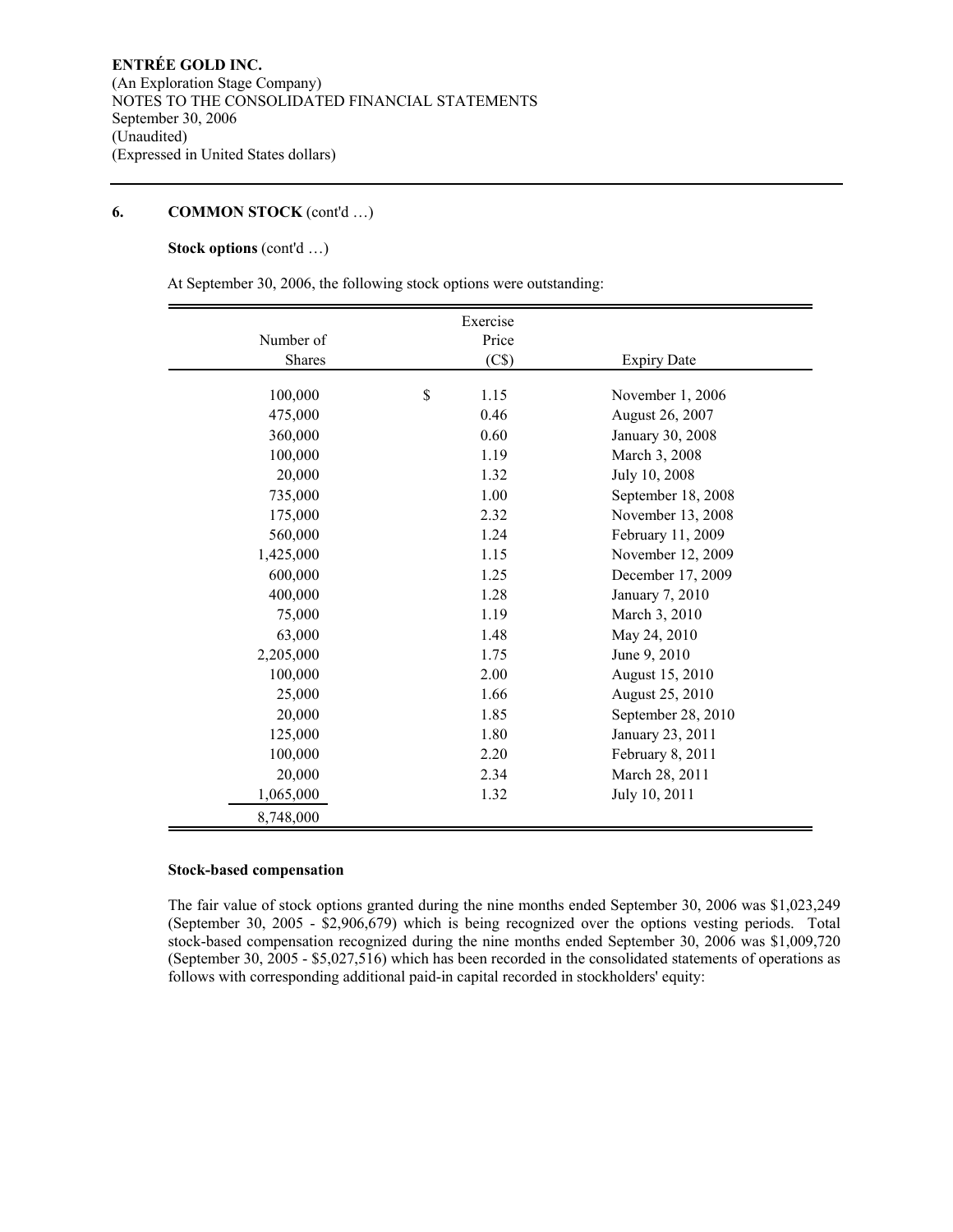ENTRÉE GOLD INC.
(An Exploration Stage Company)
NOTES TO THE CONSOLIDATED FINANCIAL STATEMENTS
September 30, 2006
(Unaudited)
(Expressed in United States dollars)

## 6. COMMON STOCK (cont'd …)

**Stock options** (cont'd …)

At September 30, 2006, the following stock options were outstanding:

| Number of Shares | Exercise Price (C$) | Expiry Date |
|---|---|---|
| 100,000 | $ 1.15 | November 1, 2006 |
| 475,000 | 0.46 | August 26, 2007 |
| 360,000 | 0.60 | January 30, 2008 |
| 100,000 | 1.19 | March 3, 2008 |
| 20,000 | 1.32 | July 10, 2008 |
| 735,000 | 1.00 | September 18, 2008 |
| 175,000 | 2.32 | November 13, 2008 |
| 560,000 | 1.24 | February 11, 2009 |
| 1,425,000 | 1.15 | November 12, 2009 |
| 600,000 | 1.25 | December 17, 2009 |
| 400,000 | 1.28 | January 7, 2010 |
| 75,000 | 1.19 | March 3, 2010 |
| 63,000 | 1.48 | May 24, 2010 |
| 2,205,000 | 1.75 | June 9, 2010 |
| 100,000 | 2.00 | August 15, 2010 |
| 25,000 | 1.66 | August 25, 2010 |
| 20,000 | 1.85 | September 28, 2010 |
| 125,000 | 1.80 | January 23, 2011 |
| 100,000 | 2.20 | February 8, 2011 |
| 20,000 | 2.34 | March 28, 2011 |
| 1,065,000 | 1.32 | July 10, 2011 |
| 8,748,000 | | |

**Stock-based compensation**

The fair value of stock options granted during the nine months ended September 30, 2006 was $1,023,249 (September 30, 2005 - $2,906,679) which is being recognized over the options vesting periods. Total stock-based compensation recognized during the nine months ended September 30, 2006 was $1,009,720 (September 30, 2005 - $5,027,516) which has been recorded in the consolidated statements of operations as follows with corresponding additional paid-in capital recorded in stockholders' equity: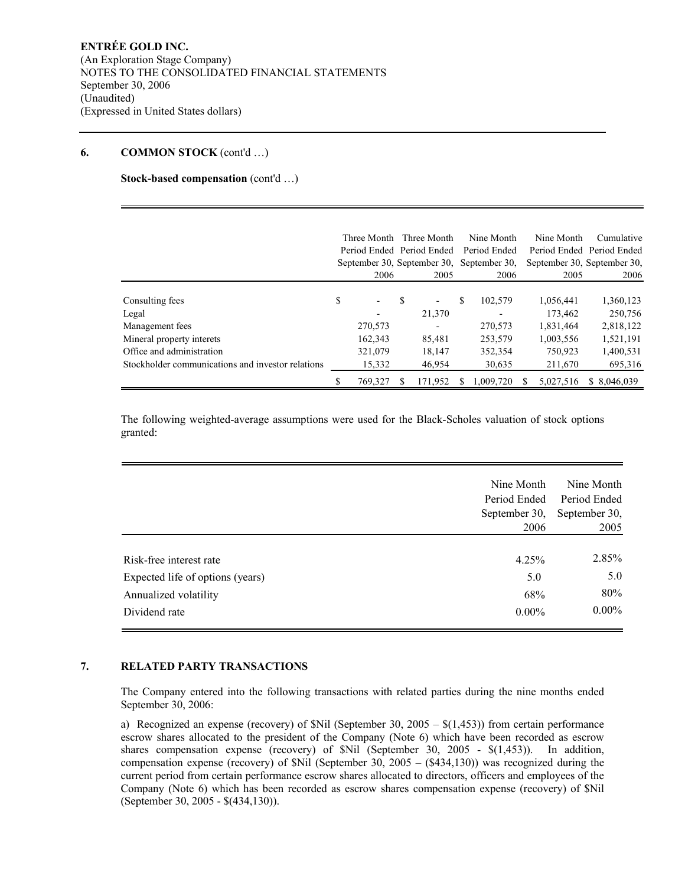**ENTRÉE GOLD INC.**
(An Exploration Stage Company)
NOTES TO THE CONSOLIDATED FINANCIAL STATEMENTS
September 30, 2006
(Unaudited)
(Expressed in United States dollars)

## 6. COMMON STOCK (cont'd …)

**Stock-based compensation** (cont'd …)

| | Three Month Period Ended September 30, 2006 | Three Month Period Ended September 30, 2005 | Nine Month Period Ended September 30, 2006 | Nine Month Period Ended September 30, 2005 | Cumulative Period Ended September 30, 2006 |
|---|---|---|---|---|---|
| Consulting fees | $ - | $ - | $ 102,579 | 1,056,441 | 1,360,123 |
| Legal | - | 21,370 | - | 173,462 | 250,756 |
| Management fees | 270,573 | - | 270,573 | 1,831,464 | 2,818,122 |
| Mineral property interets | 162,343 | 85,481 | 253,579 | 1,003,556 | 1,521,191 |
| Office and administration | 321,079 | 18,147 | 352,354 | 750,923 | 1,400,531 |
| Stockholder communications and investor relations | 15,332 | 46,954 | 30,635 | 211,670 | 695,316 |
| | $ 769,327 | $ 171,952 | $ 1,009,720 | $ 5,027,516 | $ 8,046,039 |

The following weighted-average assumptions were used for the Black-Scholes valuation of stock options granted:

| | Nine Month Period Ended September 30, 2006 | Nine Month Period Ended September 30, 2005 |
|---|---|---|
| Risk-free interest rate | 4.25% | 2.85% |
| Expected life of options (years) | 5.0 | 5.0 |
| Annualized volatility | 68% | 80% |
| Dividend rate | 0.00% | 0.00% |

## 7. RELATED PARTY TRANSACTIONS

The Company entered into the following transactions with related parties during the nine months ended September 30, 2006:

a) Recognized an expense (recovery) of $Nil (September 30, 2005 – $(1,453)) from certain performance escrow shares allocated to the president of the Company (Note 6) which have been recorded as escrow shares compensation expense (recovery) of $Nil (September 30, 2005 - $(1,453)). In addition, compensation expense (recovery) of $Nil (September 30, 2005 – ($434,130)) was recognized during the current period from certain performance escrow shares allocated to directors, officers and employees of the Company (Note 6) which has been recorded as escrow shares compensation expense (recovery) of $Nil (September 30, 2005 - $(434,130)).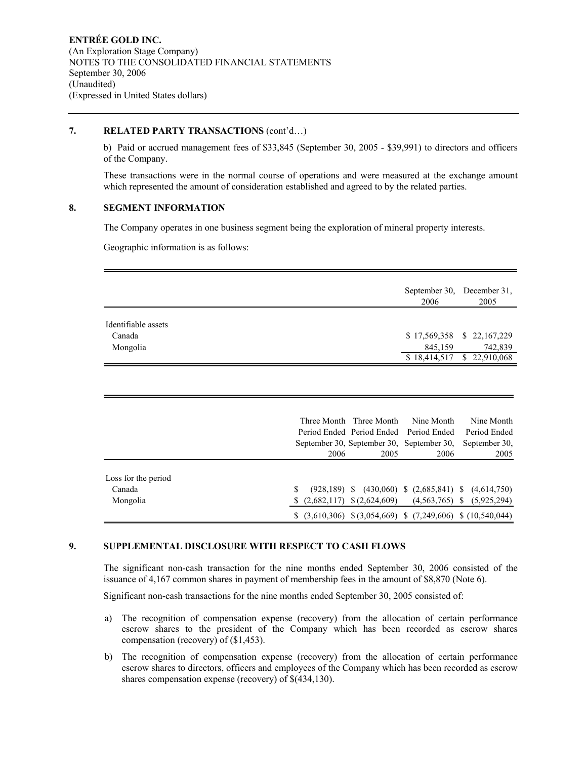**ENTRÉE GOLD INC.**
(An Exploration Stage Company)
NOTES TO THE CONSOLIDATED FINANCIAL STATEMENTS
September 30, 2006
(Unaudited)
(Expressed in United States dollars)

## 7. RELATED PARTY TRANSACTIONS (cont'd…)

b) Paid or accrued management fees of $33,845 (September 30, 2005 - $39,991) to directors and officers of the Company.

These transactions were in the normal course of operations and were measured at the exchange amount which represented the amount of consideration established and agreed to by the related parties.

## 8. SEGMENT INFORMATION

The Company operates in one business segment being the exploration of mineral property interests.

Geographic information is as follows:

| | September 30, 2006 | December 31, 2005 |
|---|---|---|
| Identifiable assets | | |
| Canada | $ 17,569,358 | $ 22,167,229 |
| Mongolia | 845,159 | 742,839 |
| | $ 18,414,517 | $ 22,910,068 |

| | Three Month Period Ended September 30, 2006 | Three Month Period Ended September 30, 2005 | Nine Month Period Ended September 30, 2006 | Nine Month Period Ended September 30, 2005 |
|---|---|---|---|---|
| Loss for the period | | | | |
| Canada | $ (928,189) | $ (430,060) | $ (2,685,841) | $ (4,614,750) |
| Mongolia | $ (2,682,117) | $ (2,624,609) | (4,563,765) | $ (5,925,294) |
| | $ (3,610,306) | $ (3,054,669) | $ (7,249,606) | $ (10,540,044) |

## 9. SUPPLEMENTAL DISCLOSURE WITH RESPECT TO CASH FLOWS

The significant non-cash transaction for the nine months ended September 30, 2006 consisted of the issuance of 4,167 common shares in payment of membership fees in the amount of $8,870 (Note 6).

Significant non-cash transactions for the nine months ended September 30, 2005 consisted of:

a) The recognition of compensation expense (recovery) from the allocation of certain performance escrow shares to the president of the Company which has been recorded as escrow shares compensation (recovery) of ($1,453).

b) The recognition of compensation expense (recovery) from the allocation of certain performance escrow shares to directors, officers and employees of the Company which has been recorded as escrow shares compensation expense (recovery) of $(434,130).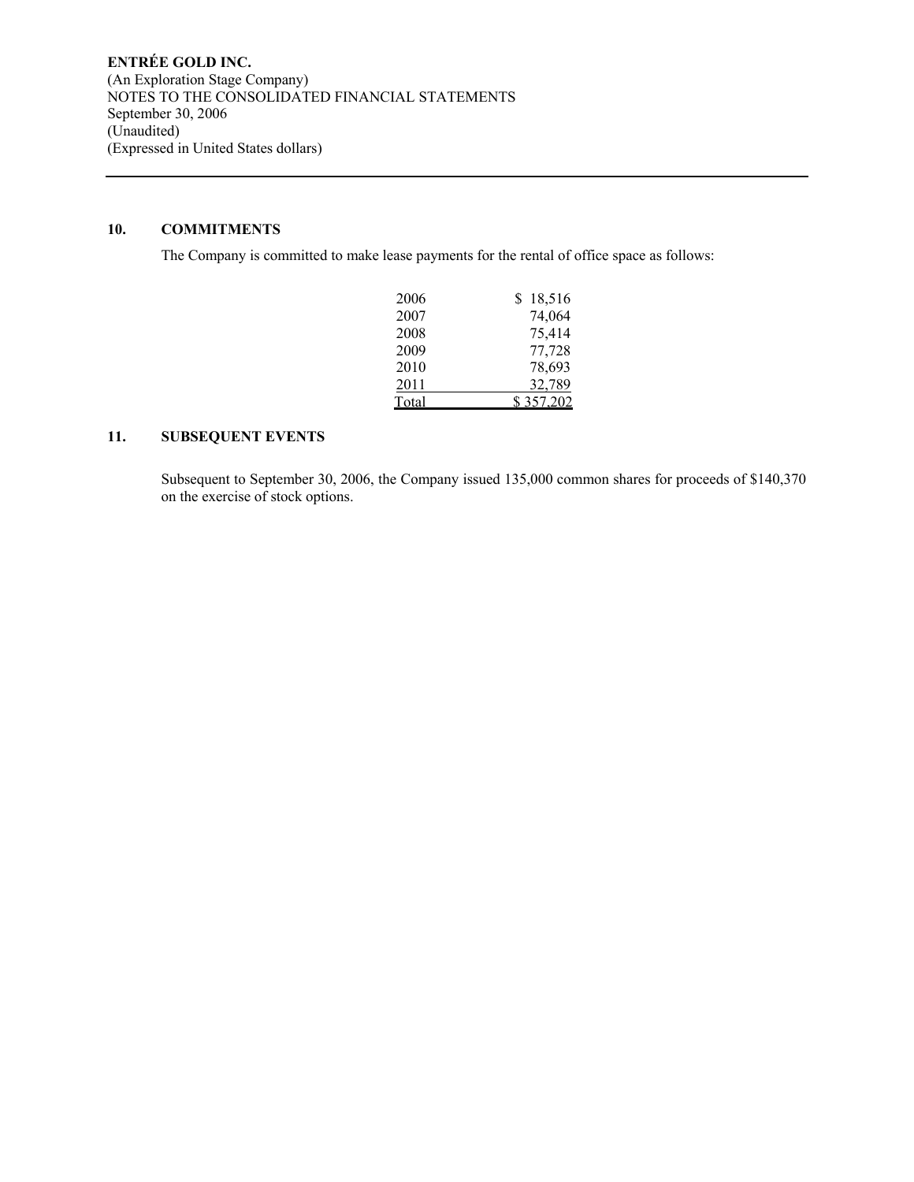**ENTRÉE GOLD INC.**
(An Exploration Stage Company)
NOTES TO THE CONSOLIDATED FINANCIAL STATEMENTS
September 30, 2006
(Unaudited)
(Expressed in United States dollars)

## 10. COMMITMENTS

The Company is committed to make lease payments for the rental of office space as follows:

| | |
|---|---|
| 2006 | $ 18,516 |
| 2007 | 74,064 |
| 2008 | 75,414 |
| 2009 | 77,728 |
| 2010 | 78,693 |
| 2011 | 32,789 |
| Total | $ 357,202 |

## 11. SUBSEQUENT EVENTS

Subsequent to September 30, 2006, the Company issued 135,000 common shares for proceeds of $140,370 on the exercise of stock options.